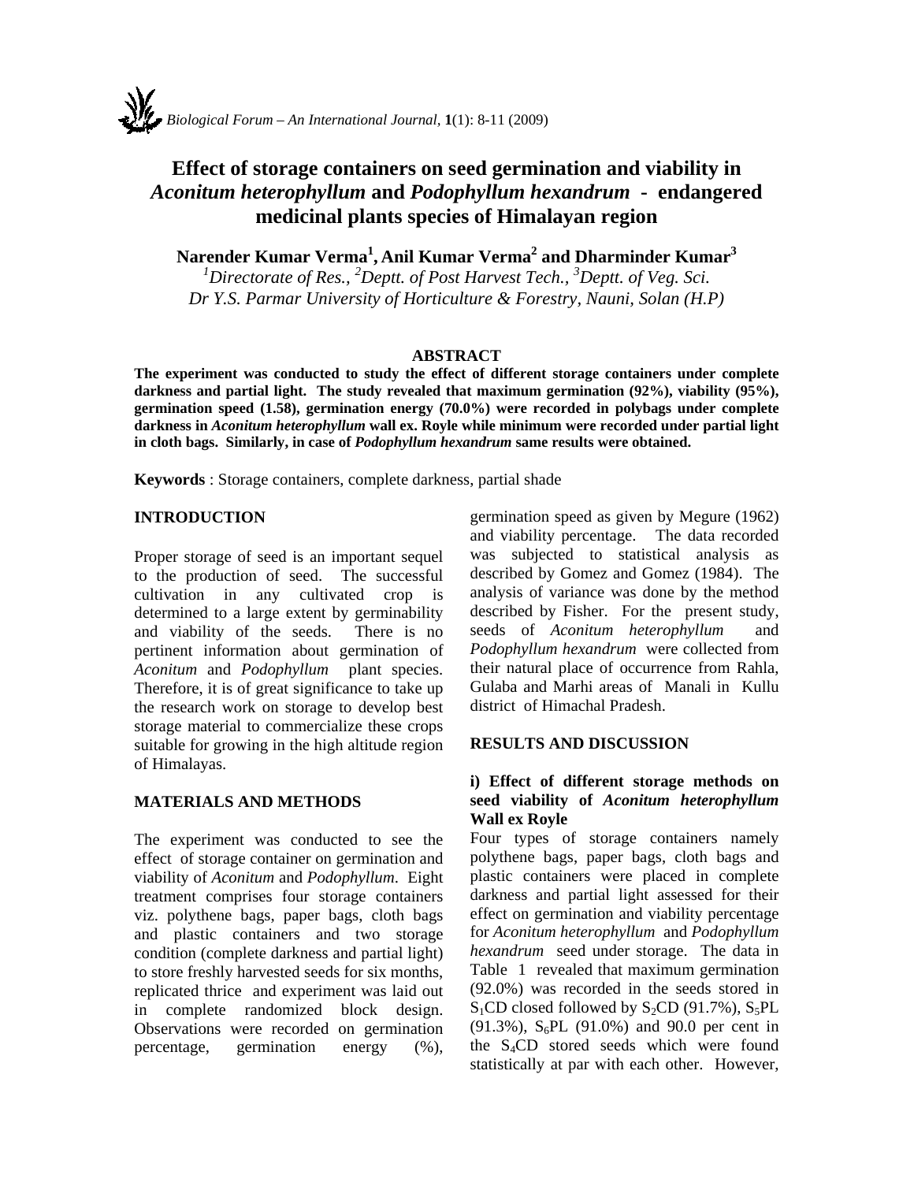# Effect of storage containers on seed germination and viability in *Aconitum heterophyllum* and *Podophyllum hexandrum* - endangered medicinal plants species of Himalayan region

**Narender Kumar Verma[1], Anil Kumar Verma[2] and Dharminder Kumar[3]**

*[1]Directorate of Res., [2]Deptt. of Post Harvest Tech., [3]Deptt. of Veg. Sci.*
*Dr Y.S. Parmar University of Horticulture & Forestry, Nauni, Solan (H.P)*

## ABSTRACT

**The experiment was conducted to study the effect of different storage containers under complete darkness and partial light. The study revealed that maximum germination (92%), viability (95%), germination speed (1.58), germination energy (70.0%) were recorded in polybags under complete darkness in *Aconitum heterophyllum* wall ex. Royle while minimum were recorded under partial light in cloth bags. Similarly, in case of *Podophyllum hexandrum* same results were obtained.**

**Keywords** : Storage containers, complete darkness, partial shade

## INTRODUCTION

Proper storage of seed is an important sequel to the production of seed. The successful cultivation in any cultivated crop is determined to a large extent by germinability and viability of the seeds. There is no pertinent information about germination of *Aconitum* and *Podophyllum* plant species. Therefore, it is of great significance to take up the research work on storage to develop best storage material to commercialize these crops suitable for growing in the high altitude region of Himalayas.

## MATERIALS AND METHODS

The experiment was conducted to see the effect of storage container on germination and viability of *Aconitum* and *Podophyllum*. Eight treatment comprises four storage containers viz. polythene bags, paper bags, cloth bags and plastic containers and two storage condition (complete darkness and partial light) to store freshly harvested seeds for six months, replicated thrice and experiment was laid out in complete randomized block design. Observations were recorded on germination percentage, germination energy (%), germination speed as given by Megure (1962) and viability percentage. The data recorded was subjected to statistical analysis as described by Gomez and Gomez (1984). The analysis of variance was done by the method described by Fisher. For the present study, seeds of *Aconitum heterophyllum* and *Podophyllum hexandrum* were collected from their natural place of occurrence from Rahla, Gulaba and Marhi areas of Manali in Kullu district of Himachal Pradesh.

## RESULTS AND DISCUSSION

### i) Effect of different storage methods on seed viability of *Aconitum heterophyllum* Wall ex Royle

Four types of storage containers namely polythene bags, paper bags, cloth bags and plastic containers were placed in complete darkness and partial light assessed for their effect on germination and viability percentage for *Aconitum heterophyllum* and *Podophyllum hexandrum* seed under storage. The data in Table 1 revealed that maximum germination (92.0%) was recorded in the seeds stored in $S_1$CD closed followed by $S_2$CD (91.7%), $S_5$PL (91.3%), $S_6$PL (91.0%) and 90.0 per cent in the $S_4$CD stored seeds which were found statistically at par with each other. However,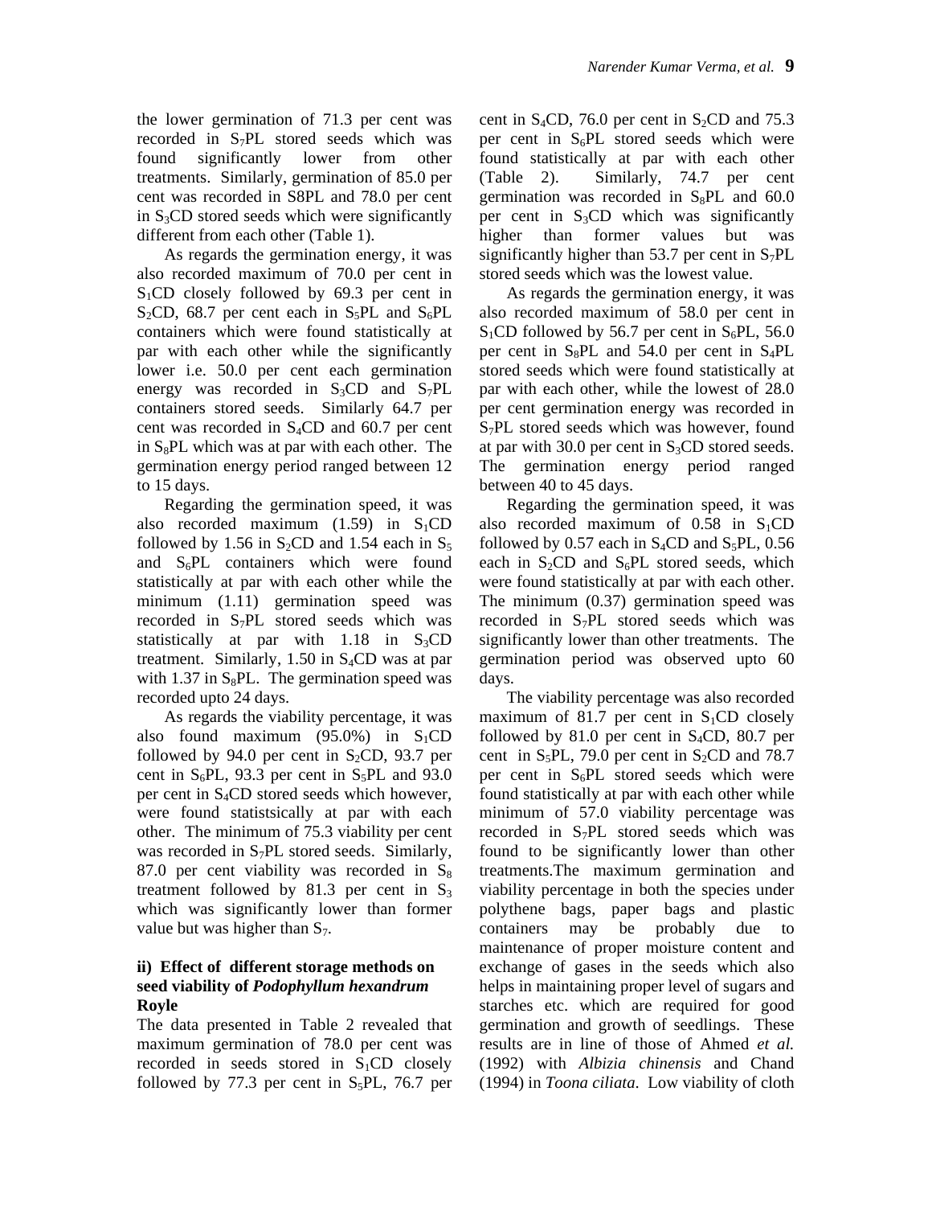the lower germination of 71.3 per cent was recorded in $S_7$PL stored seeds which was found significantly lower from other treatments. Similarly, germination of 85.0 per cent was recorded in S8PL and 78.0 per cent in $S_3$CD stored seeds which were significantly different from each other (Table 1).

As regards the germination energy, it was also recorded maximum of 70.0 per cent in $S_1$CD closely followed by 69.3 per cent in $S_2$CD, 68.7 per cent each in $S_5$PL and $S_6$PL containers which were found statistically at par with each other while the significantly lower i.e. 50.0 per cent each germination energy was recorded in $S_3$CD and $S_7$PL containers stored seeds. Similarly 64.7 per cent was recorded in $S_4$CD and 60.7 per cent in $S_8$PL which was at par with each other. The germination energy period ranged between 12 to 15 days.

Regarding the germination speed, it was also recorded maximum (1.59) in $S_1$CD followed by 1.56 in $S_2$CD and 1.54 each in $S_5$ and $S_6$PL containers which were found statistically at par with each other while the minimum (1.11) germination speed was recorded in $S_7$PL stored seeds which was statistically at par with 1.18 in $S_3$CD treatment. Similarly, 1.50 in $S_4$CD was at par with 1.37 in $S_8$PL. The germination speed was recorded upto 24 days.

As regards the viability percentage, it was also found maximum (95.0%) in $S_1$CD followed by 94.0 per cent in $S_2$CD, 93.7 per cent in $S_6$PL, 93.3 per cent in $S_5$PL and 93.0 per cent in $S_4$CD stored seeds which however, were found statistsically at par with each other. The minimum of 75.3 viability per cent was recorded in $S_7$PL stored seeds. Similarly, 87.0 per cent viability was recorded in $S_8$ treatment followed by 81.3 per cent in $S_3$ which was significantly lower than former value but was higher than $S_7$.

### ii) Effect of different storage methods on seed viability of *Podophyllum hexandrum* Royle

The data presented in Table 2 revealed that maximum germination of 78.0 per cent was recorded in seeds stored in $S_1$CD closely followed by 77.3 per cent in $S_5$PL, 76.7 per cent in $S_4$CD, 76.0 per cent in $S_2$CD and 75.3 per cent in $S_6$PL stored seeds which were found statistically at par with each other (Table 2). Similarly, 74.7 per cent germination was recorded in $S_8$PL and 60.0 per cent in $S_3$CD which was significantly higher than former values but was significantly higher than 53.7 per cent in $S_7$PL stored seeds which was the lowest value.

As regards the germination energy, it was also recorded maximum of 58.0 per cent in $S_1$CD followed by 56.7 per cent in $S_6$PL, 56.0 per cent in $S_8$PL and 54.0 per cent in $S_4$PL stored seeds which were found statistically at par with each other, while the lowest of 28.0 per cent germination energy was recorded in $S_7$PL stored seeds which was however, found at par with 30.0 per cent in $S_3$CD stored seeds. The germination energy period ranged between 40 to 45 days.

Regarding the germination speed, it was also recorded maximum of 0.58 in $S_1$CD followed by 0.57 each in $S_4$CD and $S_5$PL, 0.56 each in $S_2$CD and $S_6$PL stored seeds, which were found statistically at par with each other. The minimum (0.37) germination speed was recorded in $S_7$PL stored seeds which was significantly lower than other treatments. The germination period was observed upto 60 days.

The viability percentage was also recorded maximum of 81.7 per cent in $S_1$CD closely followed by 81.0 per cent in $S_4$CD, 80.7 per cent in $S_5$PL, 79.0 per cent in $S_2$CD and 78.7 per cent in $S_6$PL stored seeds which were found statistically at par with each other while minimum of 57.0 viability percentage was recorded in $S_7$PL stored seeds which was found to be significantly lower than other treatments.The maximum germination and viability percentage in both the species under polythene bags, paper bags and plastic containers may be probably due to maintenance of proper moisture content and exchange of gases in the seeds which also helps in maintaining proper level of sugars and starches etc. which are required for good germination and growth of seedlings. These results are in line of those of Ahmed *et al.* (1992) with *Albizia chinensis* and Chand (1994) in *Toona ciliata*. Low viability of cloth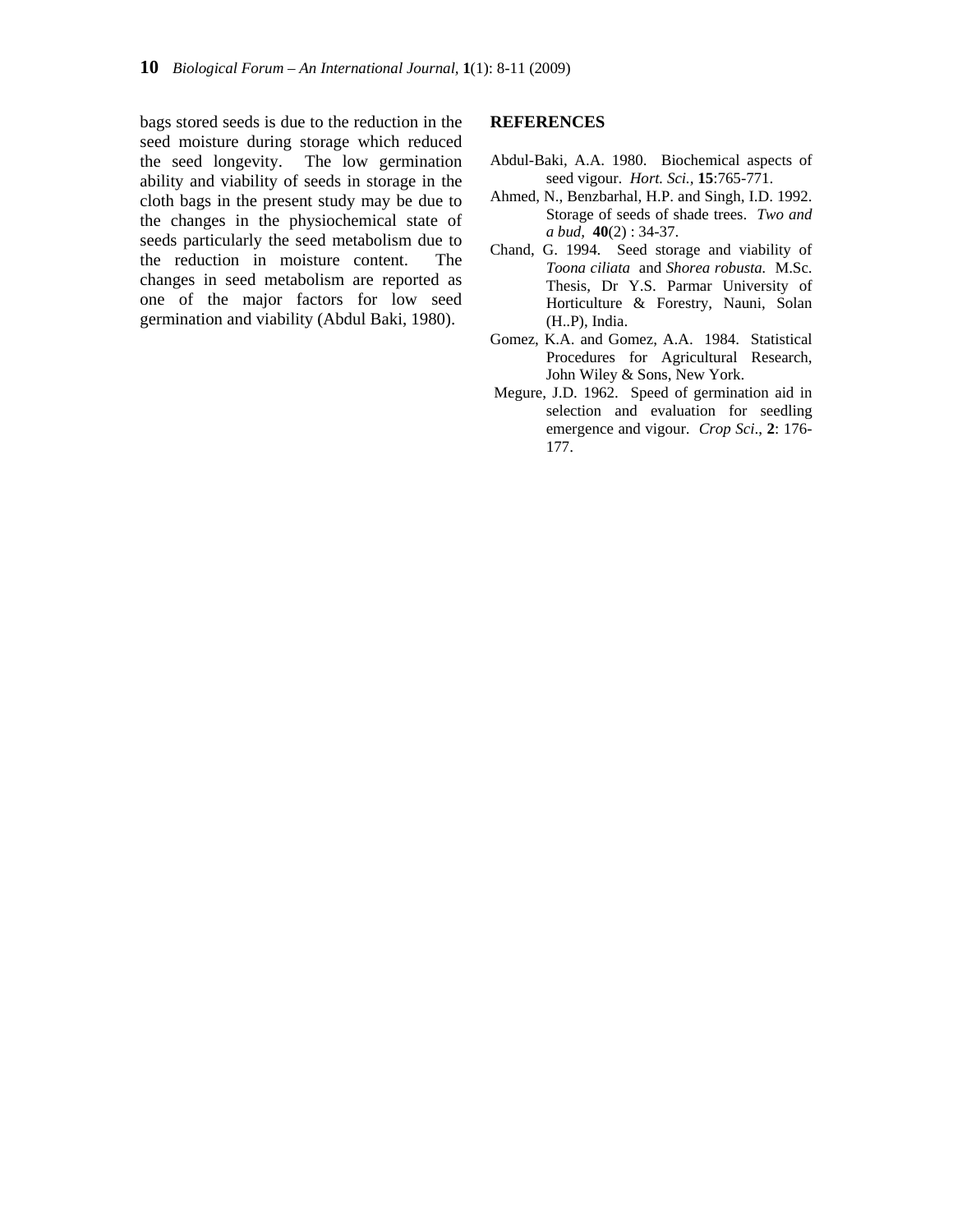bags stored seeds is due to the reduction in the seed moisture during storage which reduced the seed longevity. The low germination ability and viability of seeds in storage in the cloth bags in the present study may be due to the changes in the physiochemical state of seeds particularly the seed metabolism due to the reduction in moisture content. The changes in seed metabolism are reported as one of the major factors for low seed germination and viability (Abdul Baki, 1980).

## REFERENCES

Abdul-Baki, A.A. 1980. Biochemical aspects of seed vigour. *Hort. Sci.,* **15**:765-771.

Ahmed, N., Benzbarhal, H.P. and Singh, I.D. 1992. Storage of seeds of shade trees. *Two and a bud,* **40**(2) : 34-37.

Chand, G. 1994. Seed storage and viability of *Toona ciliata* and *Shorea robusta.* M.Sc. Thesis, Dr Y.S. Parmar University of Horticulture & Forestry, Nauni, Solan (H..P), India.

Gomez, K.A. and Gomez, A.A. 1984. Statistical Procedures for Agricultural Research, John Wiley & Sons, New York.

Megure, J.D. 1962. Speed of germination aid in selection and evaluation for seedling emergence and vigour. *Crop Sci*., **2**: 176-177.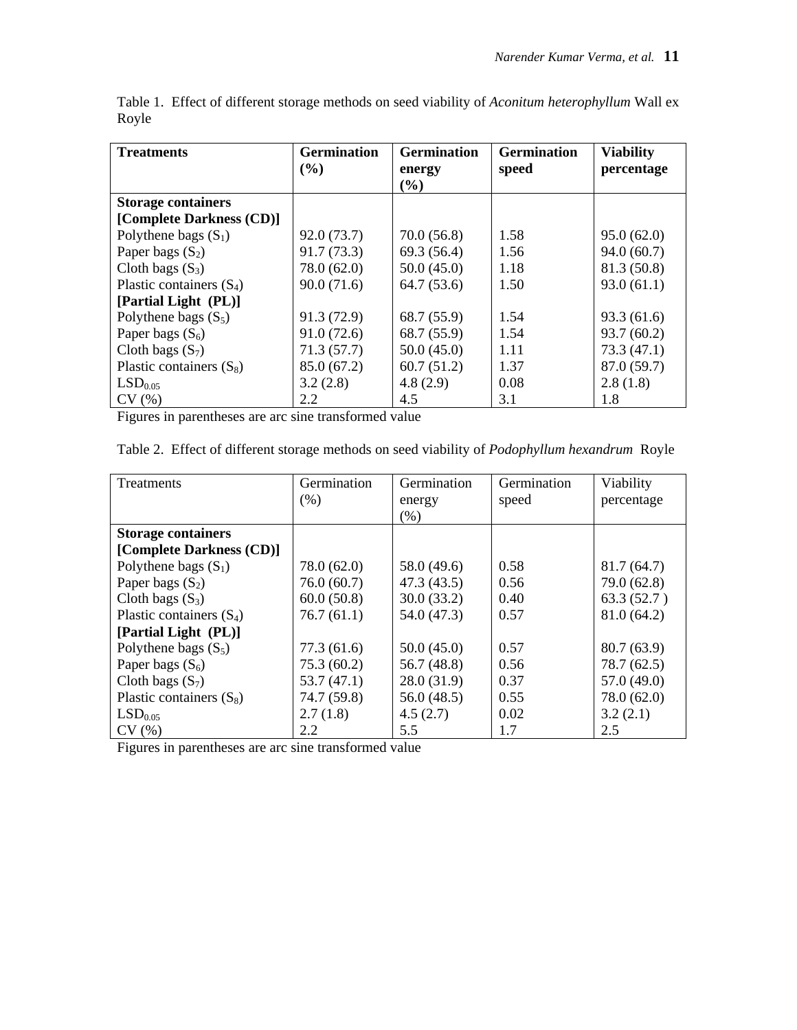Table 1. Effect of different storage methods on seed viability of *Aconitum heterophyllum* Wall ex Royle

| **Treatments** | **Germination (%)** | **Germination energy (%)** | **Germination speed** | **Viability percentage** |
|---|---|---|---|---|
| **Storage containers [Complete Darkness (CD)]** | | | | |
| Polythene bags ($S_1$) | 92.0 (73.7) | 70.0 (56.8) | 1.58 | 95.0 (62.0) |
| Paper bags ($S_2$) | 91.7 (73.3) | 69.3 (56.4) | 1.56 | 94.0 (60.7) |
| Cloth bags ($S_3$) | 78.0 (62.0) | 50.0 (45.0) | 1.18 | 81.3 (50.8) |
| Plastic containers ($S_4$) | 90.0 (71.6) | 64.7 (53.6) | 1.50 | 93.0 (61.1) |
| **[Partial Light (PL)]** | | | | |
| Polythene bags ($S_5$) | 91.3 (72.9) | 68.7 (55.9) | 1.54 | 93.3 (61.6) |
| Paper bags ($S_6$) | 91.0 (72.6) | 68.7 (55.9) | 1.54 | 93.7 (60.2) |
| Cloth bags ($S_7$) | 71.3 (57.7) | 50.0 (45.0) | 1.11 | 73.3 (47.1) |
| Plastic containers ($S_8$) | 85.0 (67.2) | 60.7 (51.2) | 1.37 | 87.0 (59.7) |
| $LSD_{0.05}$ | 3.2 (2.8) | 4.8 (2.9) | 0.08 | 2.8 (1.8) |
| CV (%) | 2.2 | 4.5 | 3.1 | 1.8 |

Figures in parentheses are arc sine transformed value

Table 2. Effect of different storage methods on seed viability of *Podophyllum hexandrum* Royle

| Treatments | Germination (%) | Germination energy (%) | Germination speed | Viability percentage |
|---|---|---|---|---|
| **Storage containers [Complete Darkness (CD)]** | | | | |
| Polythene bags ($S_1$) | 78.0 (62.0) | 58.0 (49.6) | 0.58 | 81.7 (64.7) |
| Paper bags ($S_2$) | 76.0 (60.7) | 47.3 (43.5) | 0.56 | 79.0 (62.8) |
| Cloth bags ($S_3$) | 60.0 (50.8) | 30.0 (33.2) | 0.40 | 63.3 (52.7 ) |
| Plastic containers ($S_4$) | 76.7 (61.1) | 54.0 (47.3) | 0.57 | 81.0 (64.2) |
| **[Partial Light (PL)]** | | | | |
| Polythene bags ($S_5$) | 77.3 (61.6) | 50.0 (45.0) | 0.57 | 80.7 (63.9) |
| Paper bags ($S_6$) | 75.3 (60.2) | 56.7 (48.8) | 0.56 | 78.7 (62.5) |
| Cloth bags ($S_7$) | 53.7 (47.1) | 28.0 (31.9) | 0.37 | 57.0 (49.0) |
| Plastic containers ($S_8$) | 74.7 (59.8) | 56.0 (48.5) | 0.55 | 78.0 (62.0) |
| $LSD_{0.05}$ | 2.7 (1.8) | 4.5 (2.7) | 0.02 | 3.2 (2.1) |
| CV (%) | 2.2 | 5.5 | 1.7 | 2.5 |

Figures in parentheses are arc sine transformed value